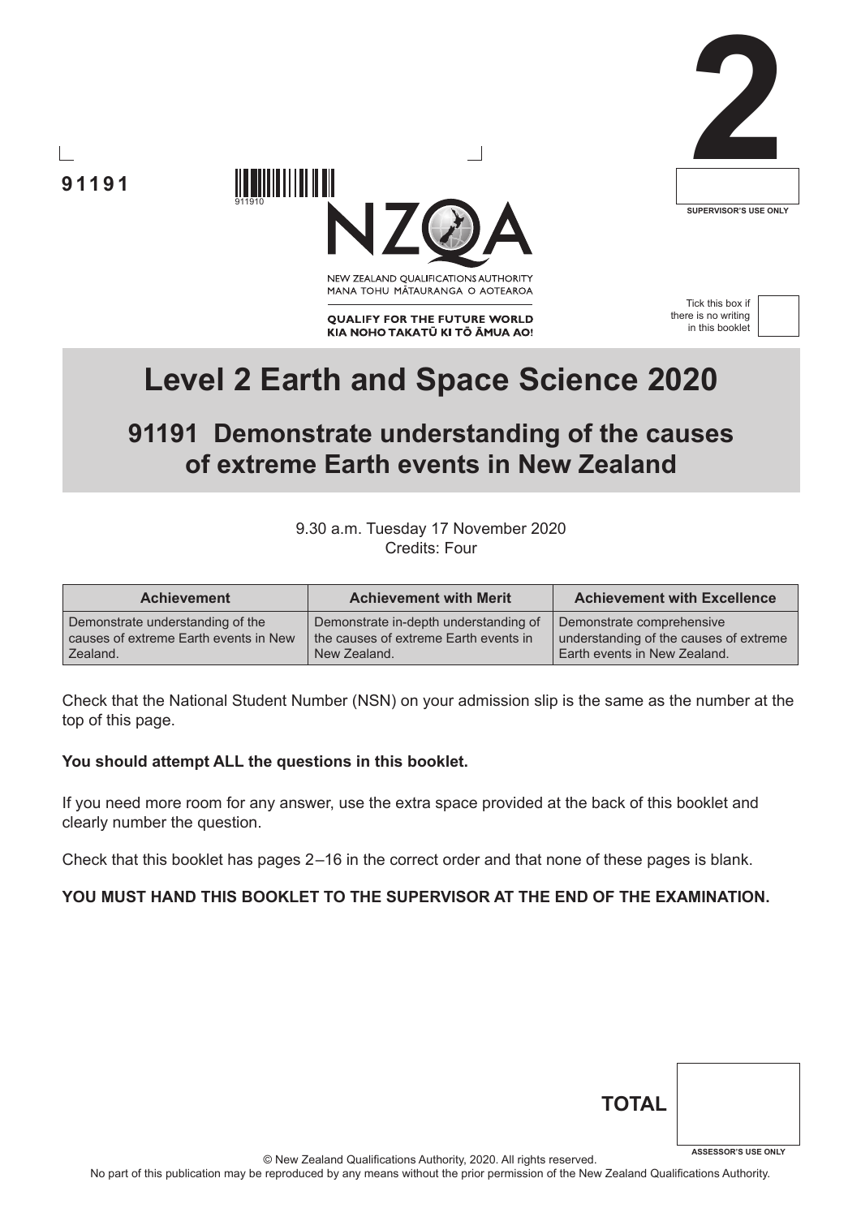91191

911910

2

SUPERVISOR'S USE ONLY

NEW ZEALAND QUALIFICATIONS AUTHORITY
MANA TOHU MĀTAURANGA O AOTEAROA

QUALIFY FOR THE FUTURE WORLD
KIA NOHO TAKATŪ KI TŌ ĀMUA AO!

Tick this box if there is no writing in this booklet

# Level 2 Earth and Space Science 2020

## 91191 Demonstrate understanding of the causes of extreme Earth events in New Zealand

9.30 a.m. Tuesday 17 November 2020
Credits: Four

| Achievement | Achievement with Merit | Achievement with Excellence |
|---|---|---|
| Demonstrate understanding of the causes of extreme Earth events in New Zealand. | Demonstrate in-depth understanding of the causes of extreme Earth events in New Zealand. | Demonstrate comprehensive understanding of the causes of extreme Earth events in New Zealand. |

Check that the National Student Number (NSN) on your admission slip is the same as the number at the top of this page.

**You should attempt ALL the questions in this booklet.**

If you need more room for any answer, use the extra space provided at the back of this booklet and clearly number the question.

Check that this booklet has pages 2–16 in the correct order and that none of these pages is blank.

**YOU MUST HAND THIS BOOKLET TO THE SUPERVISOR AT THE END OF THE EXAMINATION.**

**TOTAL**

ASSESSOR'S USE ONLY

© New Zealand Qualifications Authority, 2020. All rights reserved.
No part of this publication may be reproduced by any means without the prior permission of the New Zealand Qualifications Authority.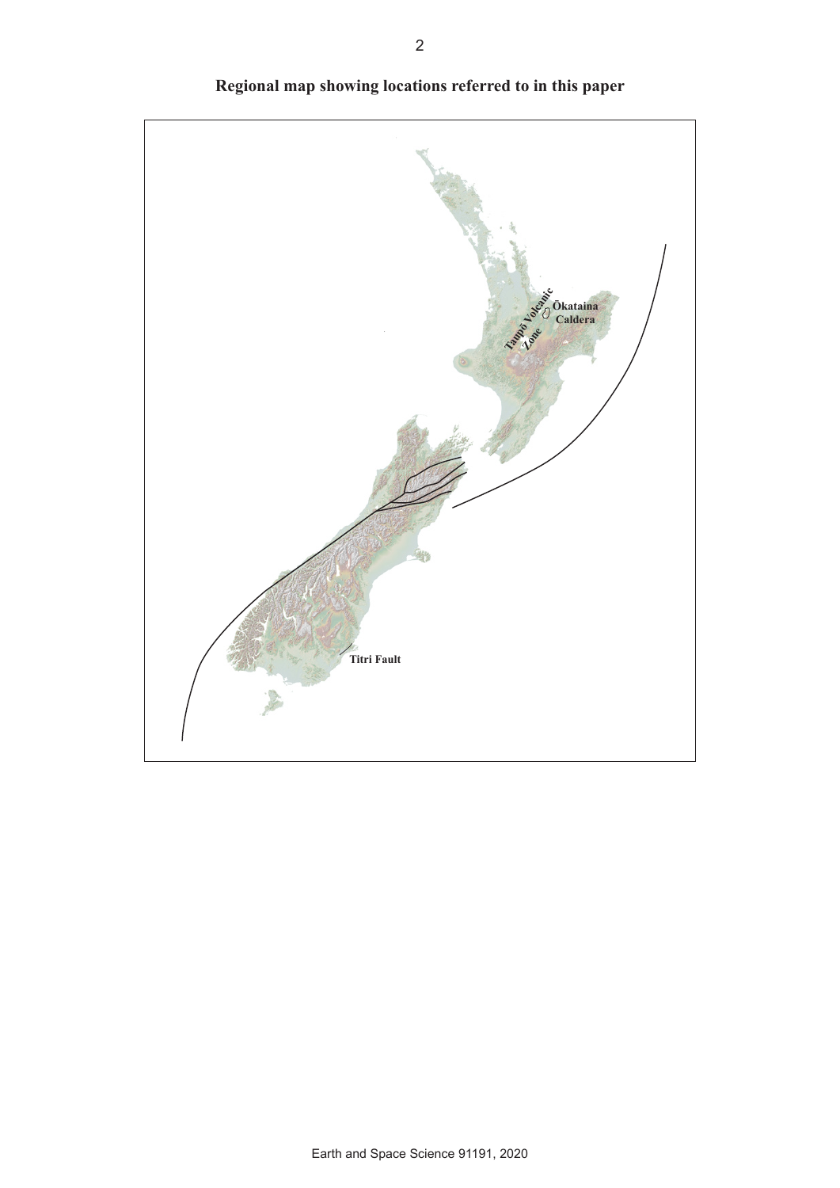**Regional map showing locations referred to in this paper**

Taupō Volcanic Zone

Ōkataina Caldera

Titri Fault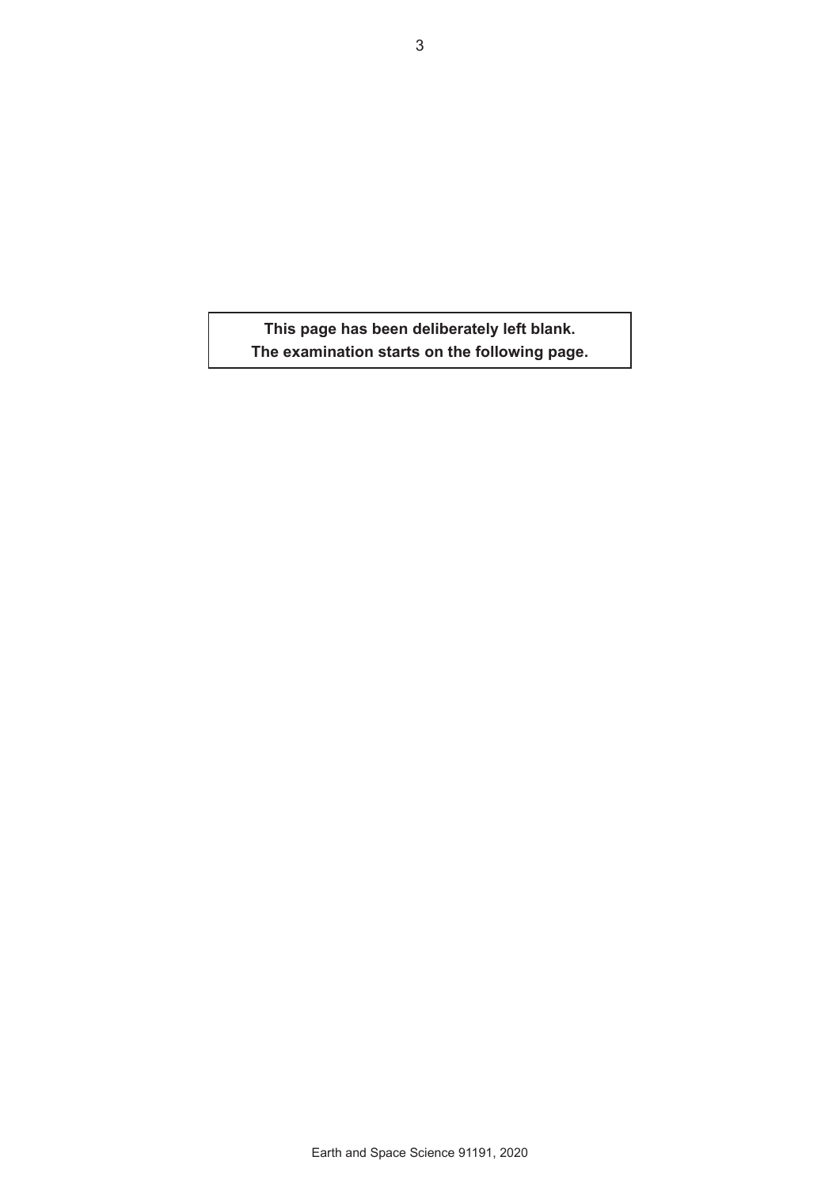**This page has been deliberately left blank.**
**The examination starts on the following page.**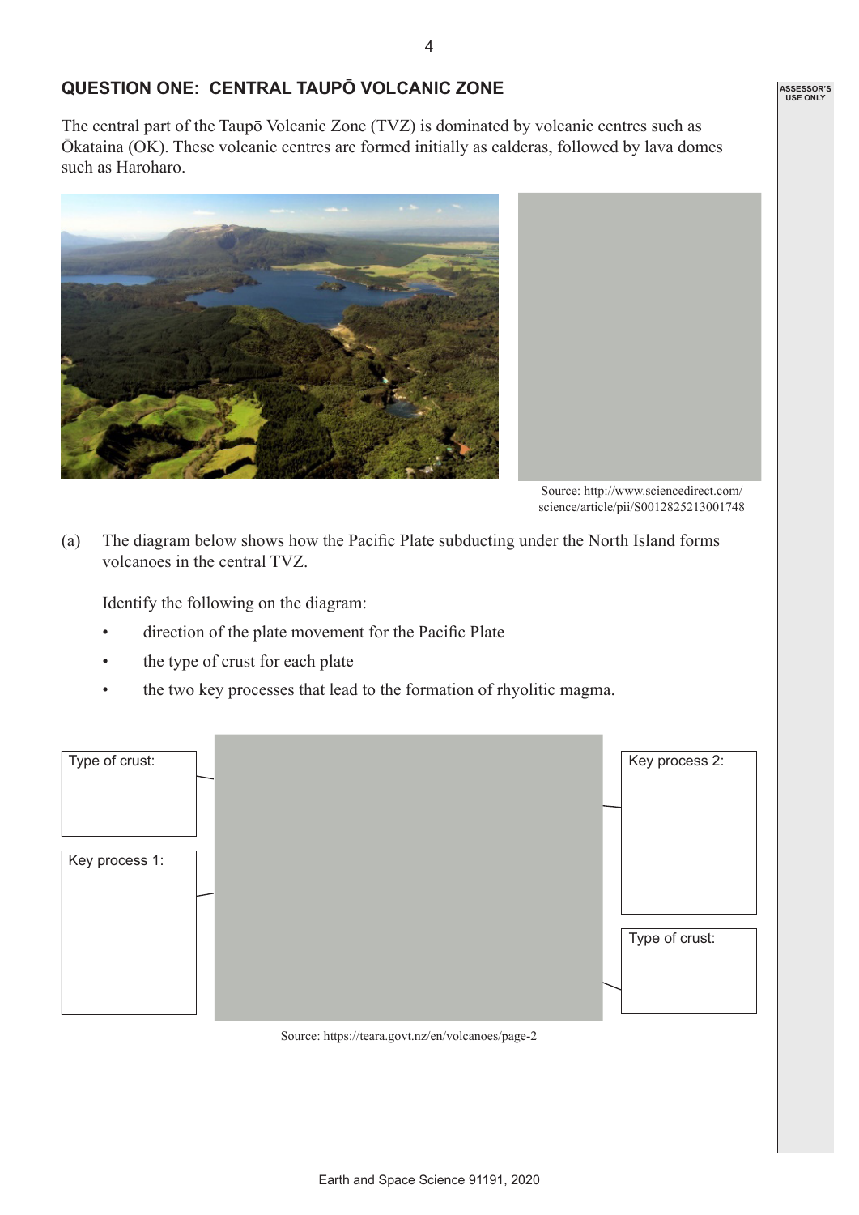## QUESTION ONE: CENTRAL TAUPŌ VOLCANIC ZONE

The central part of the Taupō Volcanic Zone (TVZ) is dominated by volcanic centres such as Ōkataina (OK). These volcanic centres are formed initially as calderas, followed by lava domes such as Haroharo.

Source: http://www.sciencedirect.com/science/article/pii/S0012825213001748

(a) The diagram below shows how the Pacific Plate subducting under the North Island forms volcanoes in the central TVZ.

Identify the following on the diagram:

- direction of the plate movement for the Pacific Plate
- the type of crust for each plate
- the two key processes that lead to the formation of rhyolitic magma.

Type of crust:

Key process 1:

Key process 2:

Type of crust:

Source: https://teara.govt.nz/en/volcanoes/page-2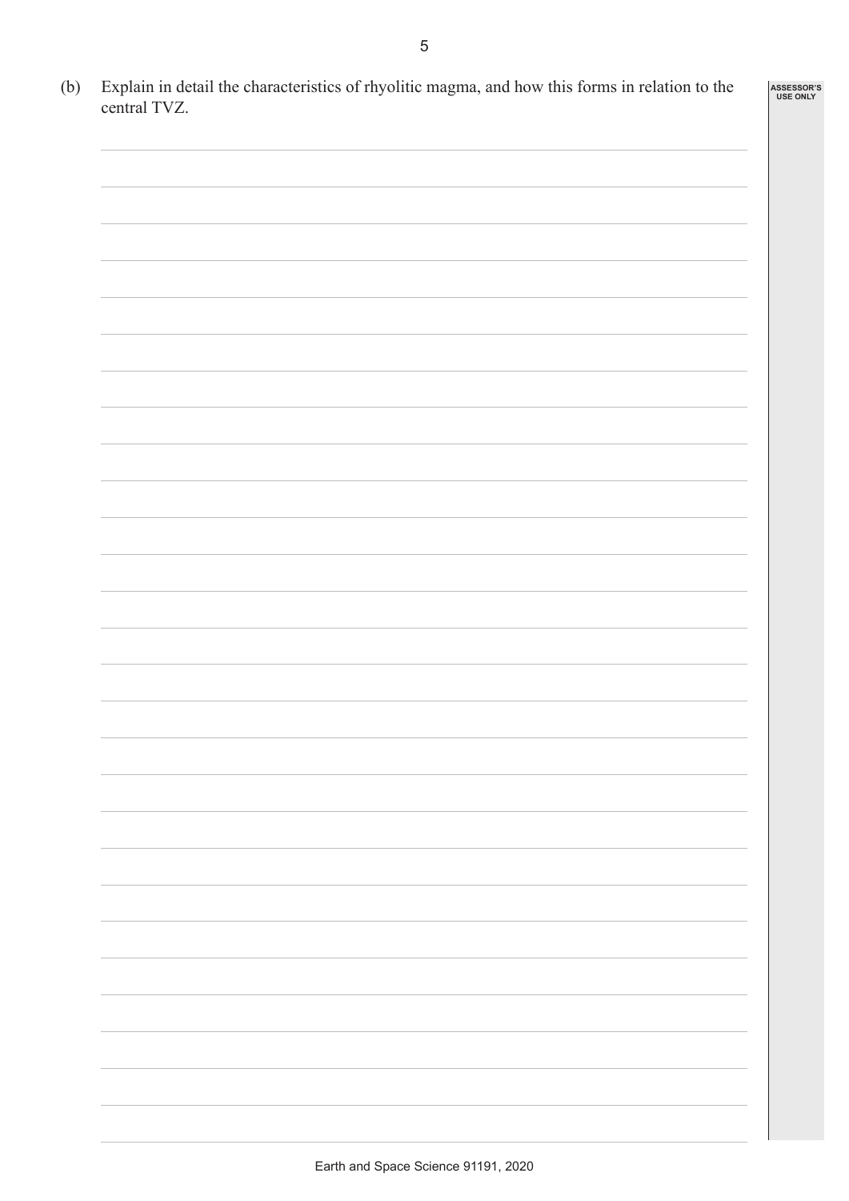(b) Explain in detail the characteristics of rhyolitic magma, and how this forms in relation to the central TVZ.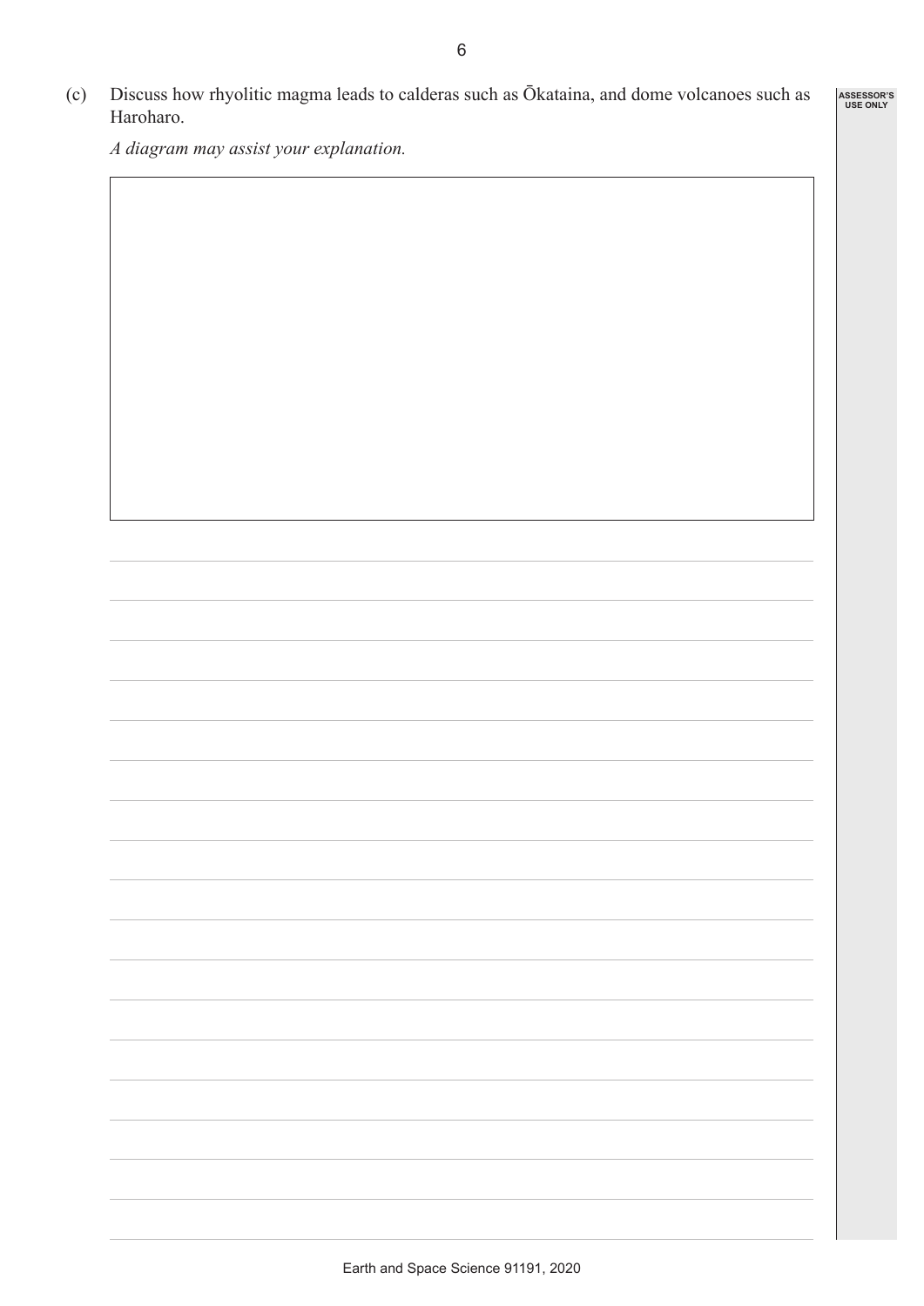(c) Discuss how rhyolitic magma leads to calderas such as Ōkataina, and dome volcanoes such as Haroharo.

*A diagram may assist your explanation.*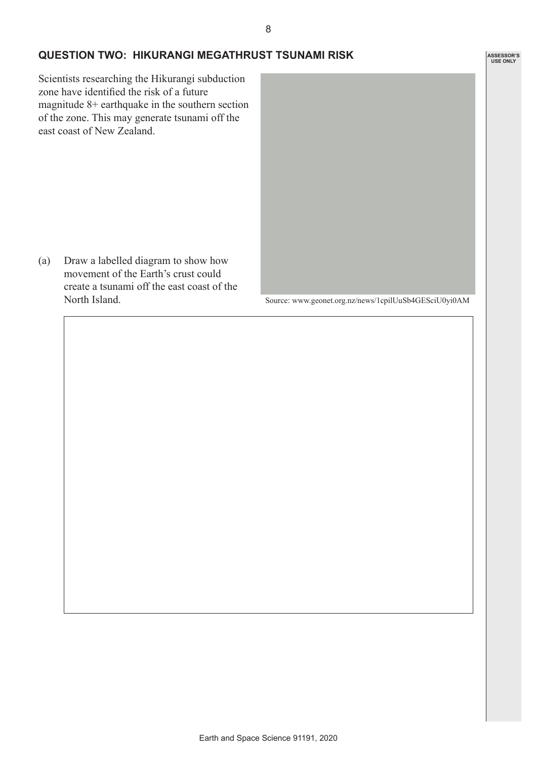## QUESTION TWO: HIKURANGI MEGATHRUST TSUNAMI RISK

Scientists researching the Hikurangi subduction zone have identified the risk of a future magnitude 8+ earthquake in the southern section of the zone. This may generate tsunami off the east coast of New Zealand.

Source: www.geonet.org.nz/news/1cpilUuSb4GESciU0yi0AM

(a) Draw a labelled diagram to show how movement of the Earth's crust could create a tsunami off the east coast of the North Island.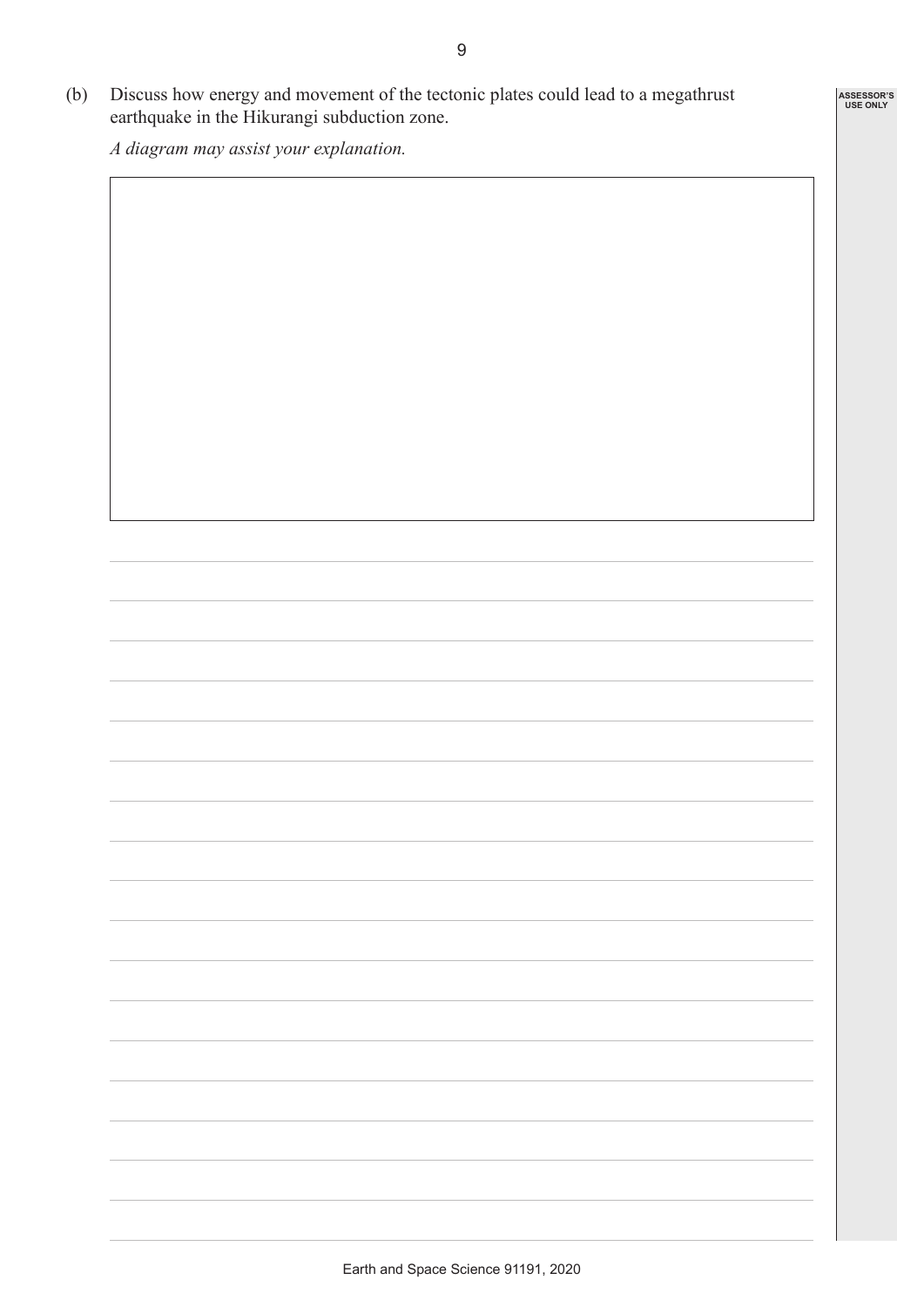(b) Discuss how energy and movement of the tectonic plates could lead to a megathrust earthquake in the Hikurangi subduction zone.

*A diagram may assist your explanation.*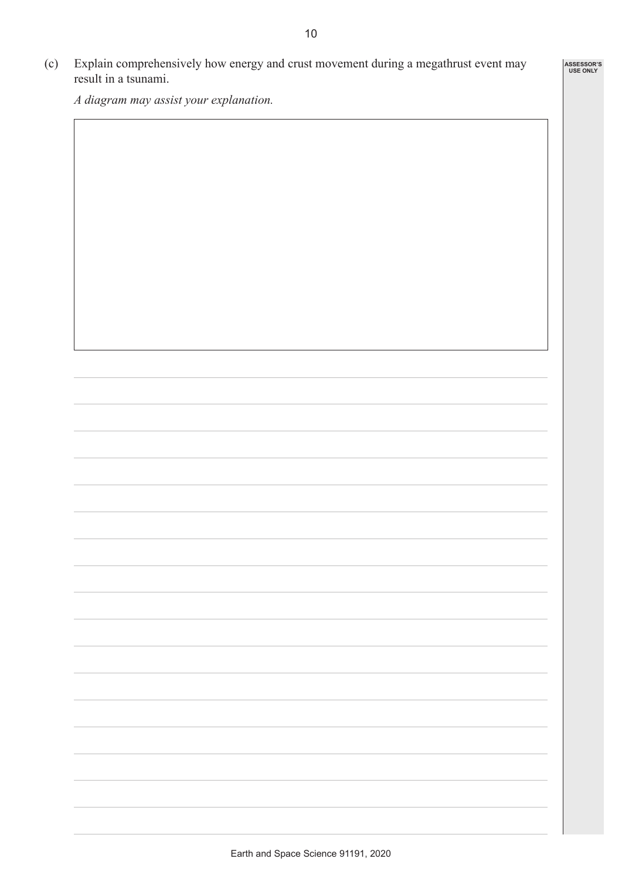(c) Explain comprehensively how energy and crust movement during a megathrust event may result in a tsunami.

*A diagram may assist your explanation.*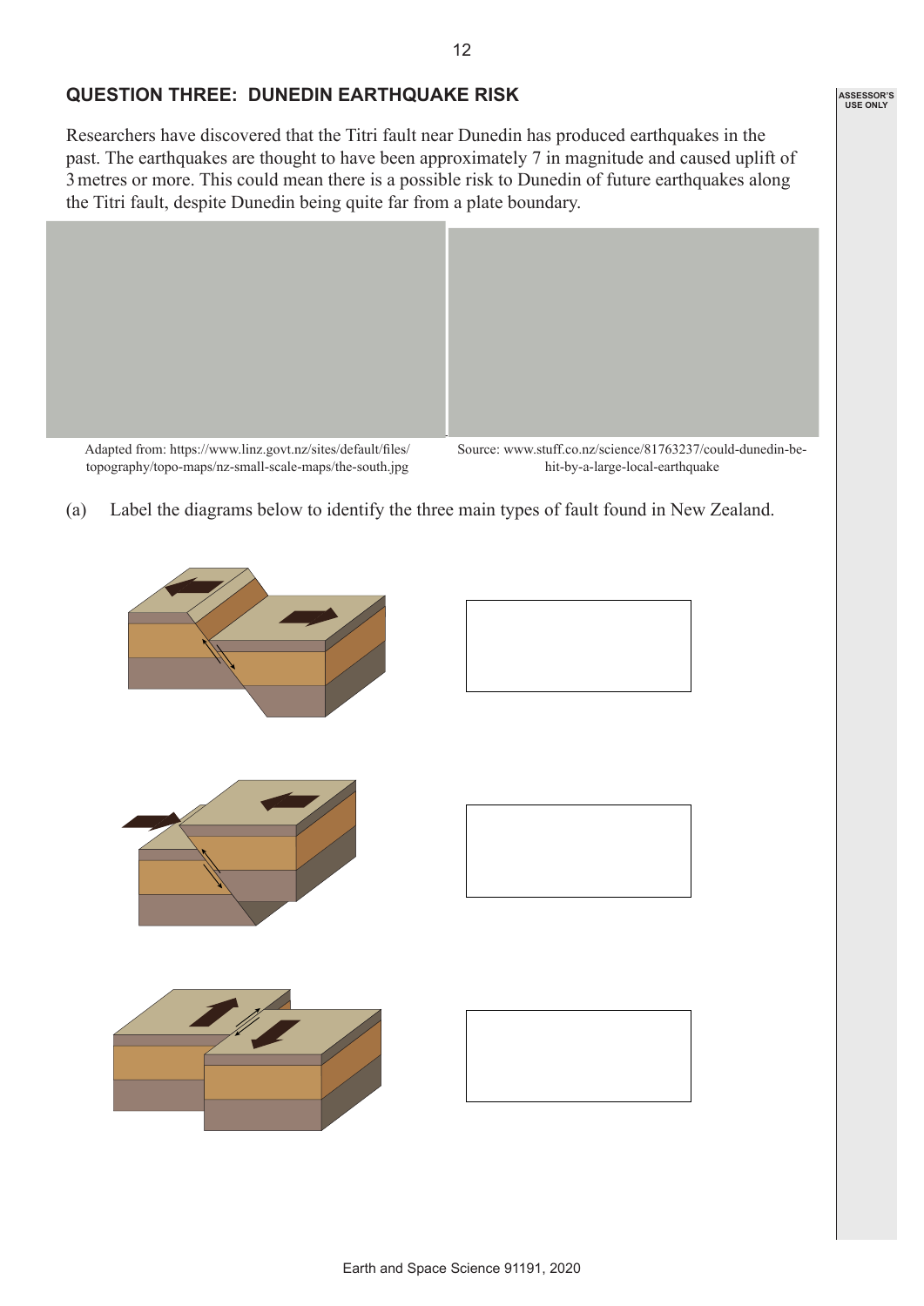## QUESTION THREE: DUNEDIN EARTHQUAKE RISK

Researchers have discovered that the Titri fault near Dunedin has produced earthquakes in the past. The earthquakes are thought to have been approximately 7 in magnitude and caused uplift of 3 metres or more. This could mean there is a possible risk to Dunedin of future earthquakes along the Titri fault, despite Dunedin being quite far from a plate boundary.

Adapted from: https://www.linz.govt.nz/sites/default/files/topography/topo-maps/nz-small-scale-maps/the-south.jpg

Source: www.stuff.co.nz/science/81763237/could-dunedin-be-hit-by-a-large-local-earthquake

(a) Label the diagrams below to identify the three main types of fault found in New Zealand.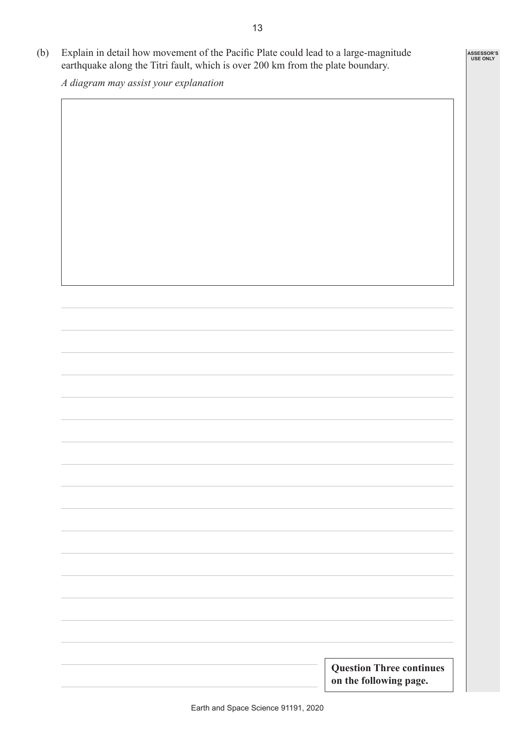(b) Explain in detail how movement of the Pacific Plate could lead to a large-magnitude earthquake along the Titri fault, which is over 200 km from the plate boundary.

*A diagram may assist your explanation*

**Question Three continues on the following page.**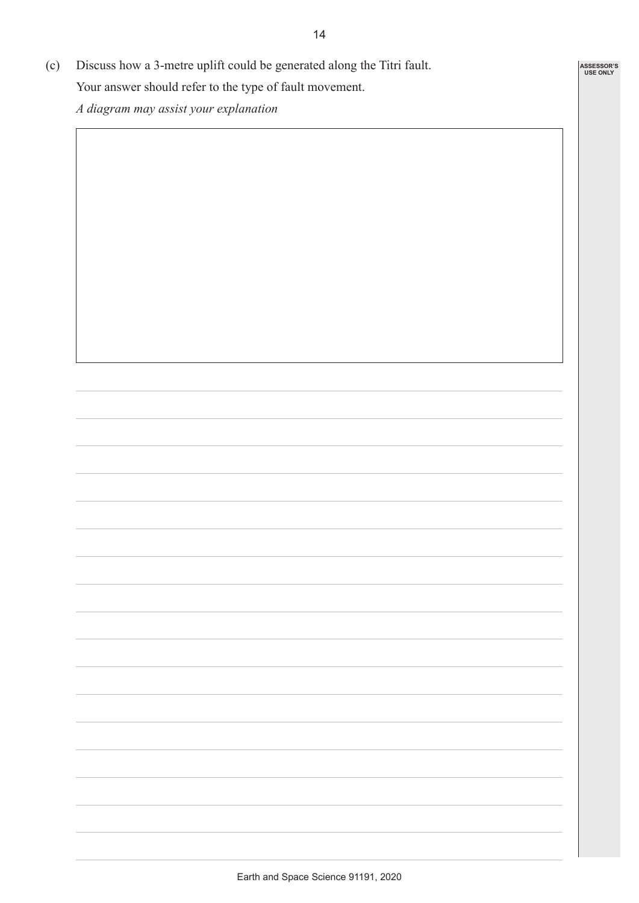(c) Discuss how a 3-metre uplift could be generated along the Titri fault.

Your answer should refer to the type of fault movement.

*A diagram may assist your explanation*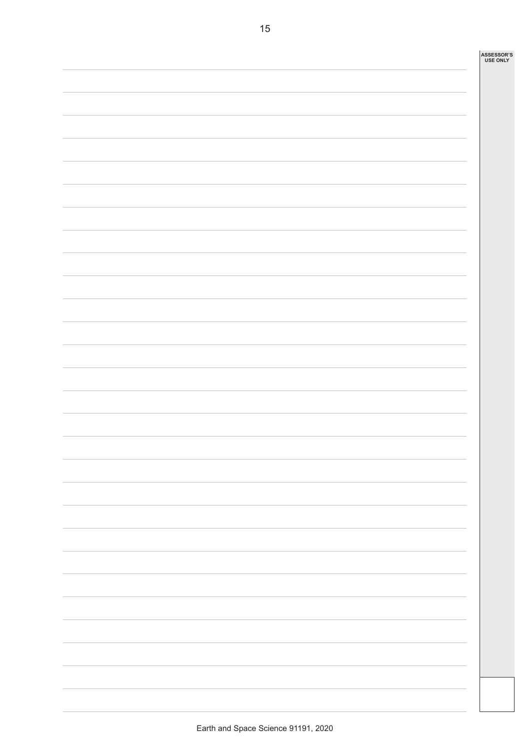ASSESSOR'S USE ONLY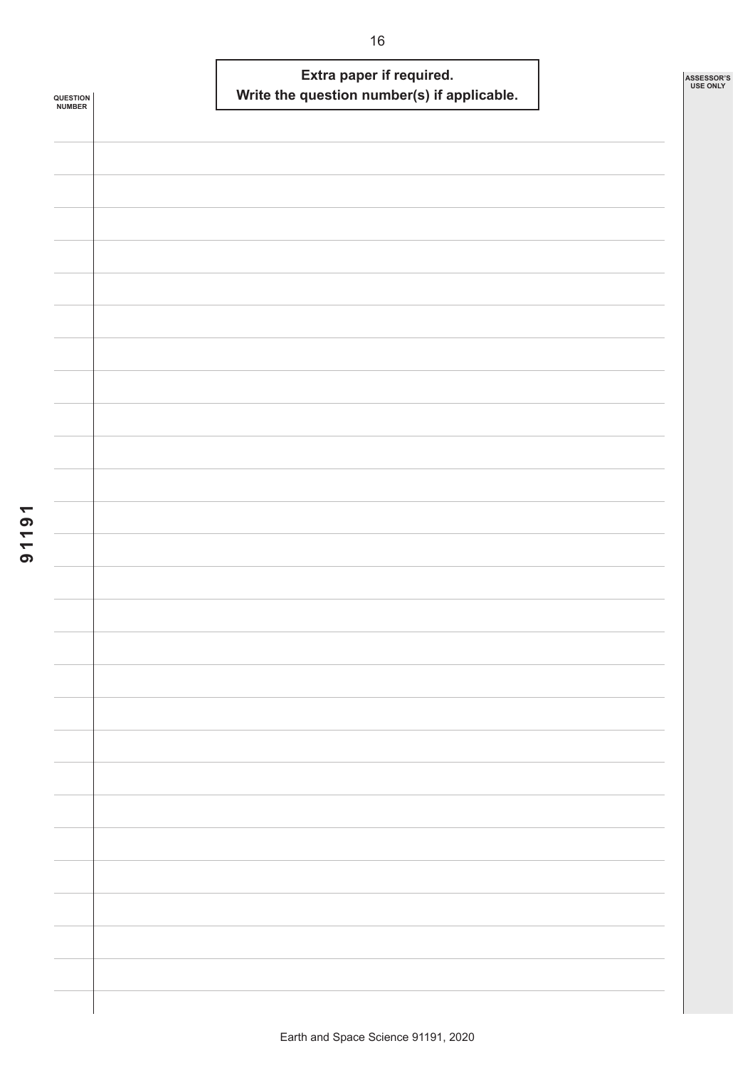**Extra paper if required.**
**Write the question number(s) if applicable.**

QUESTION NUMBER

ASSESSOR'S USE ONLY

91191